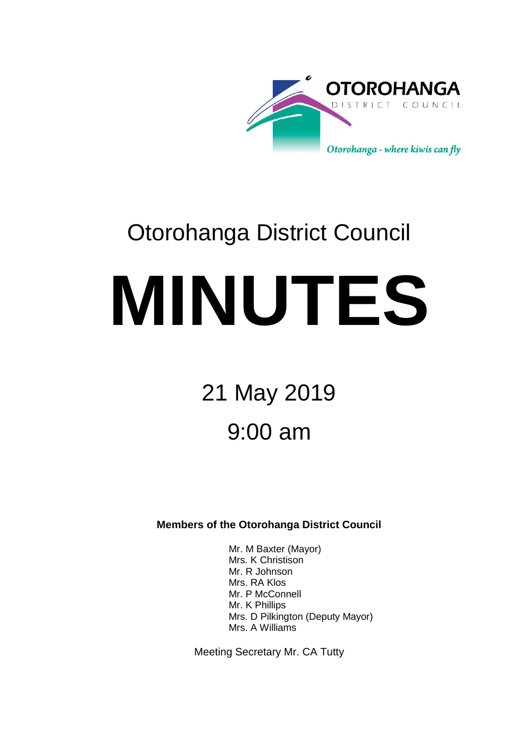OTOROHANGA

DISTRICT COUNCIL

*Otorohanga - where kiwis can fly*

# Otorohanga District Council

# MINUTES

## 21 May 2019

## 9:00 am

**Members of the Otorohanga District Council**

Mr. M Baxter (Mayor)
Mrs. K Christison
Mr. R Johnson
Mrs. RA Klos
Mr. P McConnell
Mr. K Phillips
Mrs. D Pilkington (Deputy Mayor)
Mrs. A Williams

Meeting Secretary Mr. CA Tutty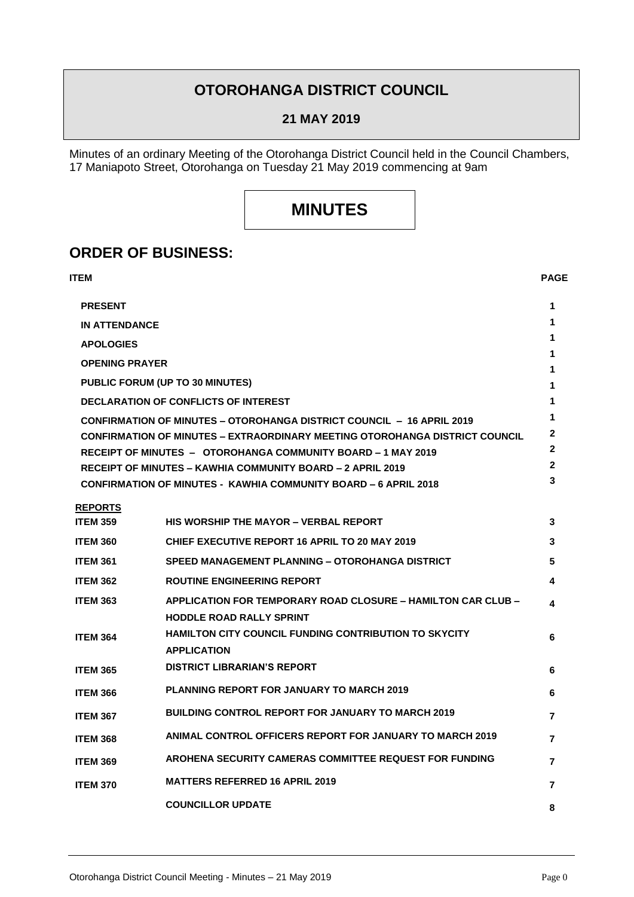# OTOROHANGA DISTRICT COUNCIL

**21 MAY 2019**

Minutes of an ordinary Meeting of the Otorohanga District Council held in the Council Chambers, 17 Maniapoto Street, Otorohanga on Tuesday 21 May 2019 commencing at 9am

# MINUTES

## ORDER OF BUSINESS:

| ITEM | | PAGE |
|---|---|---|
| **PRESENT** | | 1 |
| **IN ATTENDANCE** | | 1 |
| **APOLOGIES** | | 1 |
| **OPENING PRAYER** | | 1 |
| **PUBLIC FORUM (UP TO 30 MINUTES)** | | 1 |
| **DECLARATION OF CONFLICTS OF INTEREST** | | 1 |
| **CONFIRMATION OF MINUTES – OTOROHANGA DISTRICT COUNCIL – 16 APRIL 2019** | | 1 |
| **CONFIRMATION OF MINUTES – EXTRAORDINARY MEETING OTOROHANGA DISTRICT COUNCIL** | | 1 |
| **RECEIPT OF MINUTES – OTOROHANGA COMMUNITY BOARD – 1 MAY 2019** | | 2 |
| **RECEIPT OF MINUTES – KAWHIA COMMUNITY BOARD – 2 APRIL 2019** | | 2 |
| **CONFIRMATION OF MINUTES - KAWHIA COMMUNITY BOARD – 6 APRIL 2018** | | 2 |
| | | 3 |
| **REPORTS** | | |
| **ITEM 359** | **HIS WORSHIP THE MAYOR – VERBAL REPORT** | 3 |
| **ITEM 360** | **CHIEF EXECUTIVE REPORT 16 APRIL TO 20 MAY 2019** | 3 |
| **ITEM 361** | **SPEED MANAGEMENT PLANNING – OTOROHANGA DISTRICT** | 5 |
| **ITEM 362** | **ROUTINE ENGINEERING REPORT** | 4 |
| **ITEM 363** | **APPLICATION FOR TEMPORARY ROAD CLOSURE – HAMILTON CAR CLUB – HODDLE ROAD RALLY SPRINT** | 4 |
| **ITEM 364** | **HAMILTON CITY COUNCIL FUNDING CONTRIBUTION TO SKYCITY APPLICATION** | 6 |
| **ITEM 365** | **DISTRICT LIBRARIAN'S REPORT** | 6 |
| **ITEM 366** | **PLANNING REPORT FOR JANUARY TO MARCH 2019** | 6 |
| **ITEM 367** | **BUILDING CONTROL REPORT FOR JANUARY TO MARCH 2019** | 7 |
| **ITEM 368** | **ANIMAL CONTROL OFFICERS REPORT FOR JANUARY TO MARCH 2019** | 7 |
| **ITEM 369** | **AROHENA SECURITY CAMERAS COMMITTEE REQUEST FOR FUNDING** | 7 |
| **ITEM 370** | **MATTERS REFERRED 16 APRIL 2019** | 7 |
| | **COUNCILLOR UPDATE** | 8 |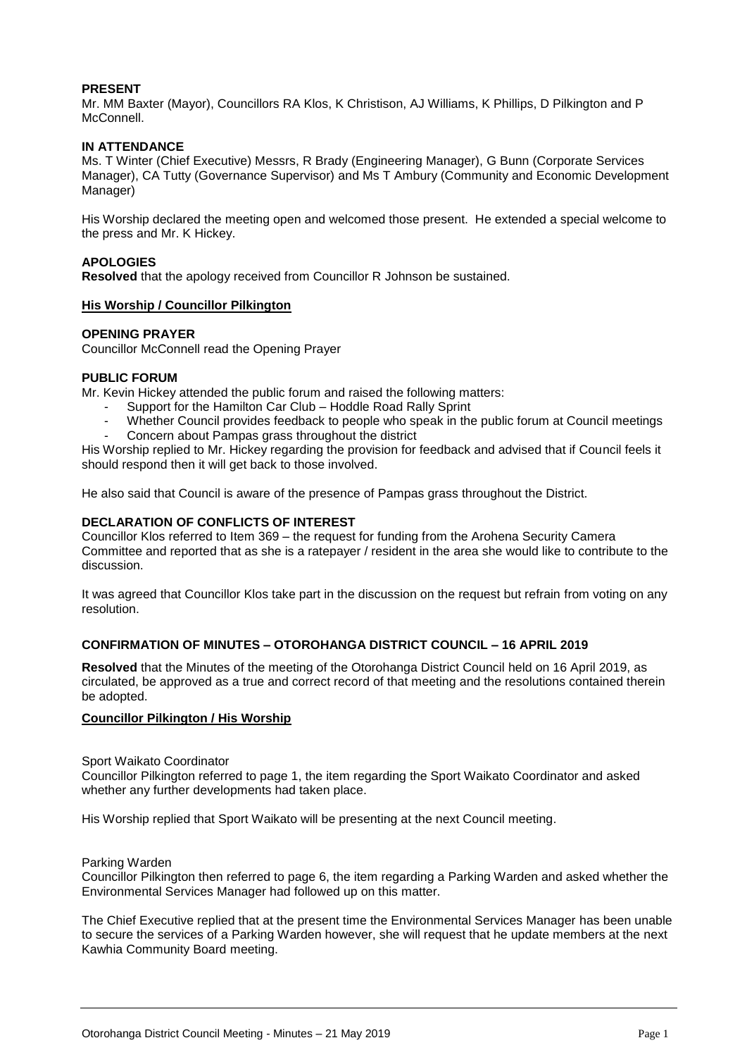**PRESENT**
Mr. MM Baxter (Mayor), Councillors RA Klos, K Christison, AJ Williams, K Phillips, D Pilkington and P McConnell.

**IN ATTENDANCE**
Ms. T Winter (Chief Executive) Messrs, R Brady (Engineering Manager), G Bunn (Corporate Services Manager), CA Tutty (Governance Supervisor) and Ms T Ambury (Community and Economic Development Manager)

His Worship declared the meeting open and welcomed those present. He extended a special welcome to the press and Mr. K Hickey.

**APOLOGIES**
**Resolved** that the apology received from Councillor R Johnson be sustained.

**His Worship / Councillor Pilkington**

**OPENING PRAYER**
Councillor McConnell read the Opening Prayer

**PUBLIC FORUM**
Mr. Kevin Hickey attended the public forum and raised the following matters:

- Support for the Hamilton Car Club – Hoddle Road Rally Sprint
- Whether Council provides feedback to people who speak in the public forum at Council meetings
- Concern about Pampas grass throughout the district

His Worship replied to Mr. Hickey regarding the provision for feedback and advised that if Council feels it should respond then it will get back to those involved.

He also said that Council is aware of the presence of Pampas grass throughout the District.

**DECLARATION OF CONFLICTS OF INTEREST**
Councillor Klos referred to Item 369 – the request for funding from the Arohena Security Camera Committee and reported that as she is a ratepayer / resident in the area she would like to contribute to the discussion.

It was agreed that Councillor Klos take part in the discussion on the request but refrain from voting on any resolution.

**CONFIRMATION OF MINUTES – OTOROHANGA DISTRICT COUNCIL – 16 APRIL 2019**

**Resolved** that the Minutes of the meeting of the Otorohanga District Council held on 16 April 2019, as circulated, be approved as a true and correct record of that meeting and the resolutions contained therein be adopted.

**Councillor Pilkington / His Worship**

Sport Waikato Coordinator
Councillor Pilkington referred to page 1, the item regarding the Sport Waikato Coordinator and asked whether any further developments had taken place.

His Worship replied that Sport Waikato will be presenting at the next Council meeting.

Parking Warden
Councillor Pilkington then referred to page 6, the item regarding a Parking Warden and asked whether the Environmental Services Manager had followed up on this matter.

The Chief Executive replied that at the present time the Environmental Services Manager has been unable to secure the services of a Parking Warden however, she will request that he update members at the next Kawhia Community Board meeting.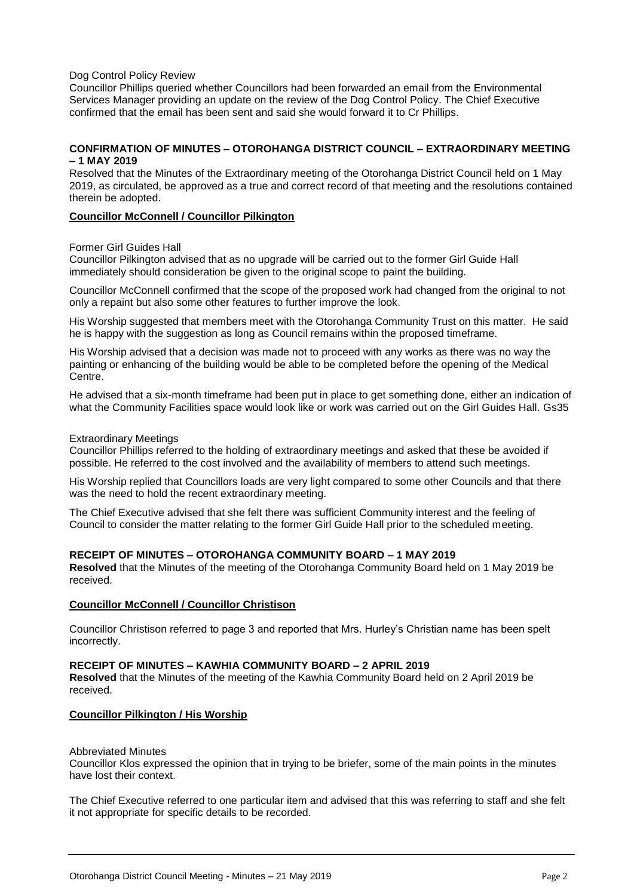Dog Control Policy Review

Councillor Phillips queried whether Councillors had been forwarded an email from the Environmental Services Manager providing an update on the review of the Dog Control Policy. The Chief Executive confirmed that the email has been sent and said she would forward it to Cr Phillips.

**CONFIRMATION OF MINUTES – OTOROHANGA DISTRICT COUNCIL – EXTRAORDINARY MEETING – 1 MAY 2019**

Resolved that the Minutes of the Extraordinary meeting of the Otorohanga District Council held on 1 May 2019, as circulated, be approved as a true and correct record of that meeting and the resolutions contained therein be adopted.

**Councillor McConnell / Councillor Pilkington**

Former Girl Guides Hall

Councillor Pilkington advised that as no upgrade will be carried out to the former Girl Guide Hall immediately should consideration be given to the original scope to paint the building.

Councillor McConnell confirmed that the scope of the proposed work had changed from the original to not only a repaint but also some other features to further improve the look.

His Worship suggested that members meet with the Otorohanga Community Trust on this matter. He said he is happy with the suggestion as long as Council remains within the proposed timeframe.

His Worship advised that a decision was made not to proceed with any works as there was no way the painting or enhancing of the building would be able to be completed before the opening of the Medical Centre.

He advised that a six-month timeframe had been put in place to get something done, either an indication of what the Community Facilities space would look like or work was carried out on the Girl Guides Hall. Gs35

Extraordinary Meetings

Councillor Phillips referred to the holding of extraordinary meetings and asked that these be avoided if possible. He referred to the cost involved and the availability of members to attend such meetings.

His Worship replied that Councillors loads are very light compared to some other Councils and that there was the need to hold the recent extraordinary meeting.

The Chief Executive advised that she felt there was sufficient Community interest and the feeling of Council to consider the matter relating to the former Girl Guide Hall prior to the scheduled meeting.

**RECEIPT OF MINUTES – OTOROHANGA COMMUNITY BOARD – 1 MAY 2019**

**Resolved** that the Minutes of the meeting of the Otorohanga Community Board held on 1 May 2019 be received.

**Councillor McConnell / Councillor Christison**

Councillor Christison referred to page 3 and reported that Mrs. Hurley's Christian name has been spelt incorrectly.

**RECEIPT OF MINUTES – KAWHIA COMMUNITY BOARD – 2 APRIL 2019**

**Resolved** that the Minutes of the meeting of the Kawhia Community Board held on 2 April 2019 be received.

**Councillor Pilkington / His Worship**

Abbreviated Minutes

Councillor Klos expressed the opinion that in trying to be briefer, some of the main points in the minutes have lost their context.

The Chief Executive referred to one particular item and advised that this was referring to staff and she felt it not appropriate for specific details to be recorded.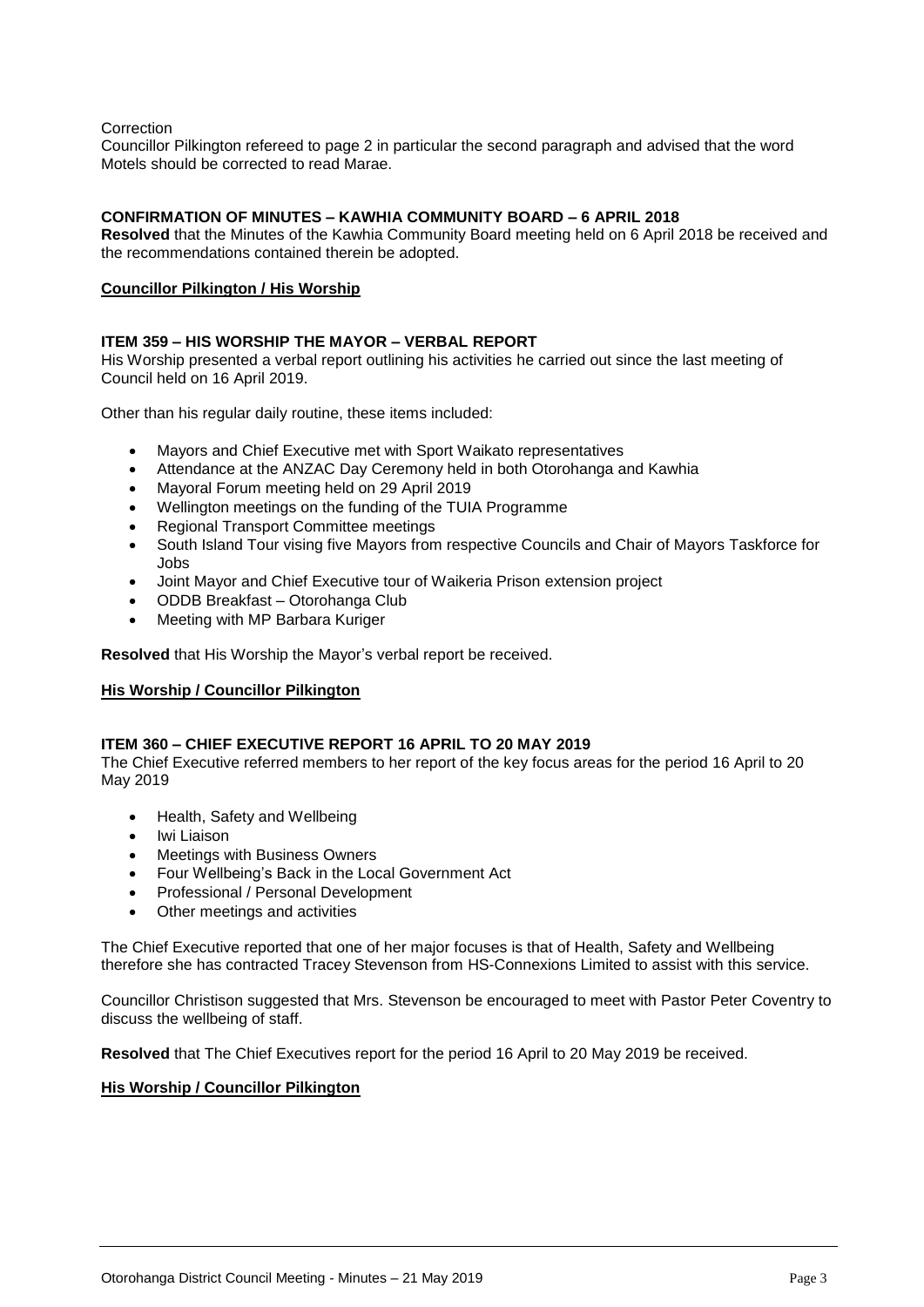Correction

Councillor Pilkington refereed to page 2 in particular the second paragraph and advised that the word Motels should be corrected to read Marae.

**CONFIRMATION OF MINUTES – KAWHIA COMMUNITY BOARD – 6 APRIL 2018**

**Resolved** that the Minutes of the Kawhia Community Board meeting held on 6 April 2018 be received and the recommendations contained therein be adopted.

**Councillor Pilkington / His Worship**

**ITEM 359 – HIS WORSHIP THE MAYOR – VERBAL REPORT**

His Worship presented a verbal report outlining his activities he carried out since the last meeting of Council held on 16 April 2019.

Other than his regular daily routine, these items included:

- Mayors and Chief Executive met with Sport Waikato representatives
- Attendance at the ANZAC Day Ceremony held in both Otorohanga and Kawhia
- Mayoral Forum meeting held on 29 April 2019
- Wellington meetings on the funding of the TUIA Programme
- Regional Transport Committee meetings
- South Island Tour vising five Mayors from respective Councils and Chair of Mayors Taskforce for Jobs
- Joint Mayor and Chief Executive tour of Waikeria Prison extension project
- ODDB Breakfast – Otorohanga Club
- Meeting with MP Barbara Kuriger

**Resolved** that His Worship the Mayor's verbal report be received.

**His Worship / Councillor Pilkington**

**ITEM 360 – CHIEF EXECUTIVE REPORT 16 APRIL TO 20 MAY 2019**

The Chief Executive referred members to her report of the key focus areas for the period 16 April to 20 May 2019

- Health, Safety and Wellbeing
- Iwi Liaison
- Meetings with Business Owners
- Four Wellbeing's Back in the Local Government Act
- Professional / Personal Development
- Other meetings and activities

The Chief Executive reported that one of her major focuses is that of Health, Safety and Wellbeing therefore she has contracted Tracey Stevenson from HS-Connexions Limited to assist with this service.

Councillor Christison suggested that Mrs. Stevenson be encouraged to meet with Pastor Peter Coventry to discuss the wellbeing of staff.

**Resolved** that The Chief Executives report for the period 16 April to 20 May 2019 be received.

**His Worship / Councillor Pilkington**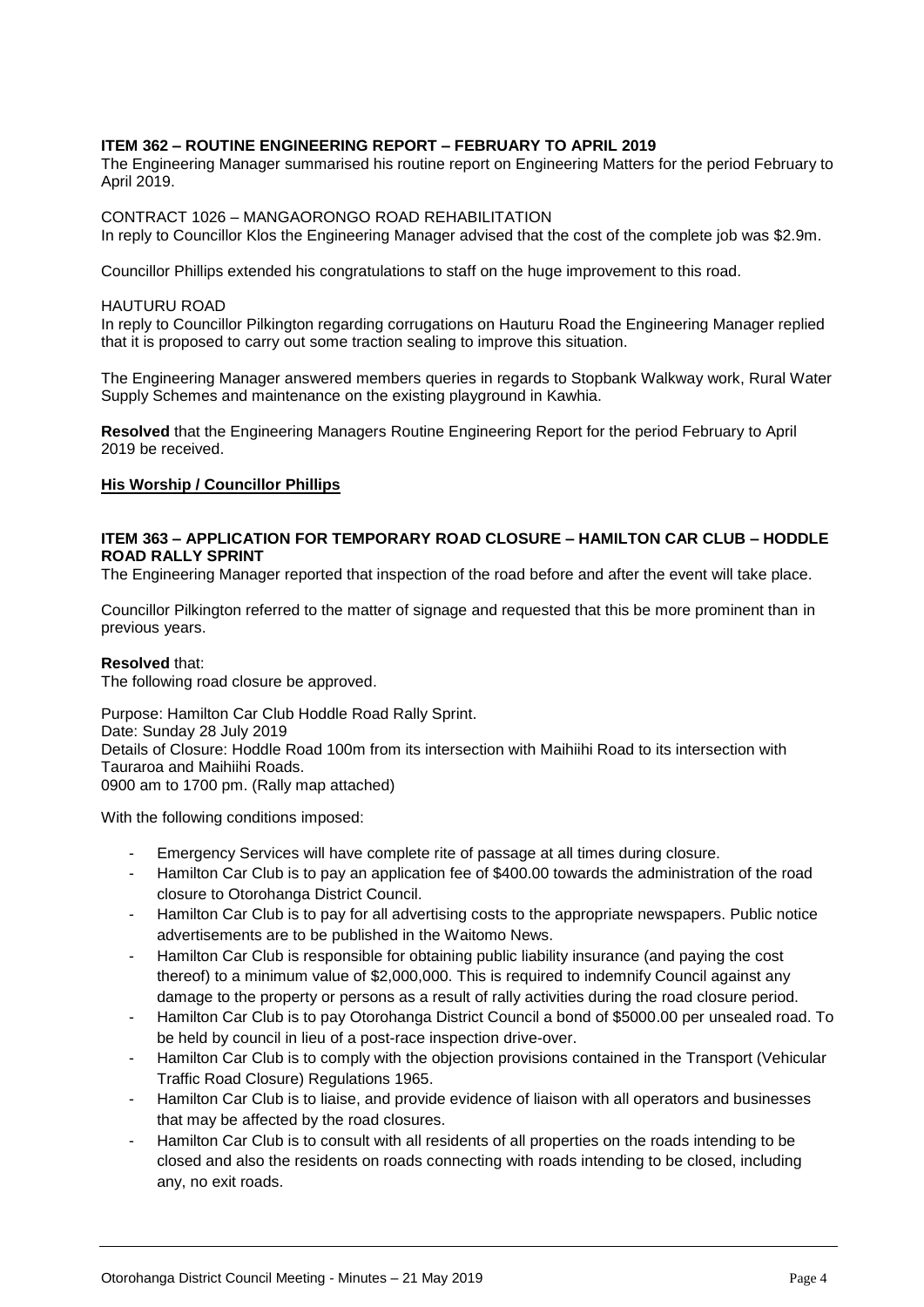**ITEM 362 – ROUTINE ENGINEERING REPORT – FEBRUARY TO APRIL 2019**

The Engineering Manager summarised his routine report on Engineering Matters for the period February to April 2019.

CONTRACT 1026 – MANGAORONGO ROAD REHABILITATION

In reply to Councillor Klos the Engineering Manager advised that the cost of the complete job was $2.9m.

Councillor Phillips extended his congratulations to staff on the huge improvement to this road.

HAUTURU ROAD

In reply to Councillor Pilkington regarding corrugations on Hauturu Road the Engineering Manager replied that it is proposed to carry out some traction sealing to improve this situation.

The Engineering Manager answered members queries in regards to Stopbank Walkway work, Rural Water Supply Schemes and maintenance on the existing playground in Kawhia.

**Resolved** that the Engineering Managers Routine Engineering Report for the period February to April 2019 be received.

**His Worship / Councillor Phillips**

**ITEM 363 – APPLICATION FOR TEMPORARY ROAD CLOSURE – HAMILTON CAR CLUB – HODDLE ROAD RALLY SPRINT**

The Engineering Manager reported that inspection of the road before and after the event will take place.

Councillor Pilkington referred to the matter of signage and requested that this be more prominent than in previous years.

**Resolved** that:

The following road closure be approved.

Purpose: Hamilton Car Club Hoddle Road Rally Sprint.
Date: Sunday 28 July 2019
Details of Closure: Hoddle Road 100m from its intersection with Maihiihi Road to its intersection with Tauraroa and Maihiihi Roads.
0900 am to 1700 pm. (Rally map attached)

With the following conditions imposed:

- Emergency Services will have complete rite of passage at all times during closure.
- Hamilton Car Club is to pay an application fee of $400.00 towards the administration of the road closure to Otorohanga District Council.
- Hamilton Car Club is to pay for all advertising costs to the appropriate newspapers. Public notice advertisements are to be published in the Waitomo News.
- Hamilton Car Club is responsible for obtaining public liability insurance (and paying the cost thereof) to a minimum value of $2,000,000. This is required to indemnify Council against any damage to the property or persons as a result of rally activities during the road closure period.
- Hamilton Car Club is to pay Otorohanga District Council a bond of $5000.00 per unsealed road. To be held by council in lieu of a post-race inspection drive-over.
- Hamilton Car Club is to comply with the objection provisions contained in the Transport (Vehicular Traffic Road Closure) Regulations 1965.
- Hamilton Car Club is to liaise, and provide evidence of liaison with all operators and businesses that may be affected by the road closures.
- Hamilton Car Club is to consult with all residents of all properties on the roads intending to be closed and also the residents on roads connecting with roads intending to be closed, including any, no exit roads.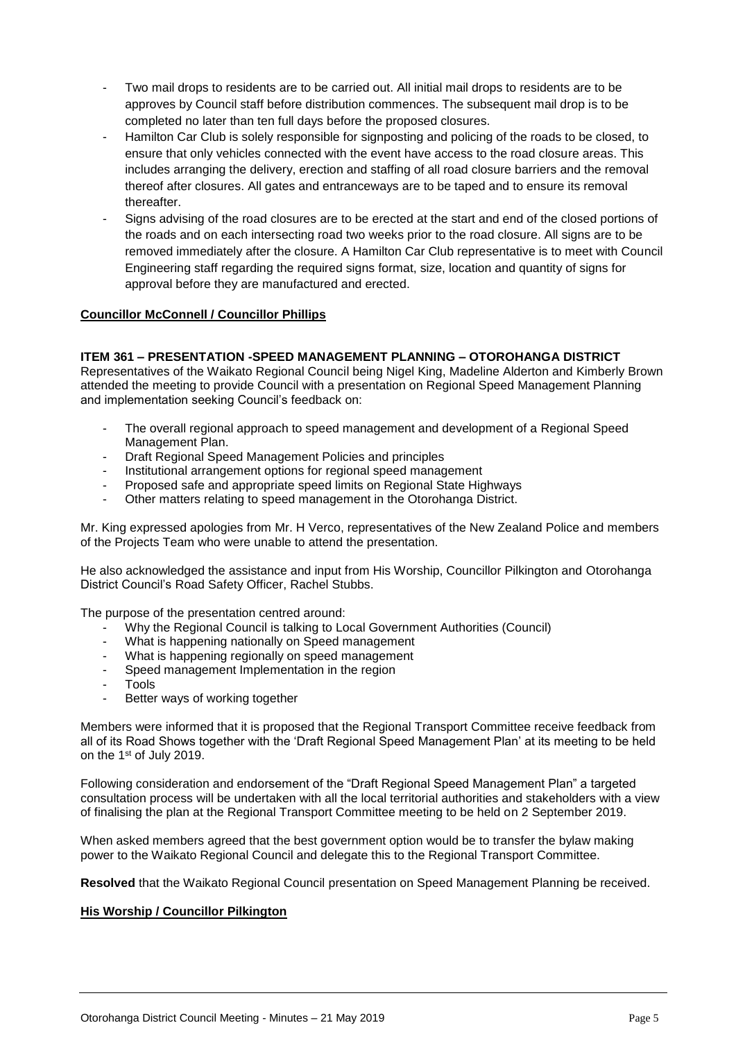- Two mail drops to residents are to be carried out. All initial mail drops to residents are to be approves by Council staff before distribution commences. The subsequent mail drop is to be completed no later than ten full days before the proposed closures.
- Hamilton Car Club is solely responsible for signposting and policing of the roads to be closed, to ensure that only vehicles connected with the event have access to the road closure areas. This includes arranging the delivery, erection and staffing of all road closure barriers and the removal thereof after closures. All gates and entranceways are to be taped and to ensure its removal thereafter.
- Signs advising of the road closures are to be erected at the start and end of the closed portions of the roads and on each intersecting road two weeks prior to the road closure. All signs are to be removed immediately after the closure. A Hamilton Car Club representative is to meet with Council Engineering staff regarding the required signs format, size, location and quantity of signs for approval before they are manufactured and erected.

**Councillor McConnell / Councillor Phillips**

**ITEM 361 – PRESENTATION -SPEED MANAGEMENT PLANNING – OTOROHANGA DISTRICT**

Representatives of the Waikato Regional Council being Nigel King, Madeline Alderton and Kimberly Brown attended the meeting to provide Council with a presentation on Regional Speed Management Planning and implementation seeking Council's feedback on:

- The overall regional approach to speed management and development of a Regional Speed Management Plan.
- Draft Regional Speed Management Policies and principles
- Institutional arrangement options for regional speed management
- Proposed safe and appropriate speed limits on Regional State Highways
- Other matters relating to speed management in the Otorohanga District.

Mr. King expressed apologies from Mr. H Verco, representatives of the New Zealand Police and members of the Projects Team who were unable to attend the presentation.

He also acknowledged the assistance and input from His Worship, Councillor Pilkington and Otorohanga District Council's Road Safety Officer, Rachel Stubbs.

The purpose of the presentation centred around:

- Why the Regional Council is talking to Local Government Authorities (Council)
- What is happening nationally on Speed management
- What is happening regionally on speed management
- Speed management Implementation in the region
- Tools
- Better ways of working together

Members were informed that it is proposed that the Regional Transport Committee receive feedback from all of its Road Shows together with the 'Draft Regional Speed Management Plan' at its meeting to be held on the 1st of July 2019.

Following consideration and endorsement of the "Draft Regional Speed Management Plan" a targeted consultation process will be undertaken with all the local territorial authorities and stakeholders with a view of finalising the plan at the Regional Transport Committee meeting to be held on 2 September 2019.

When asked members agreed that the best government option would be to transfer the bylaw making power to the Waikato Regional Council and delegate this to the Regional Transport Committee.

**Resolved** that the Waikato Regional Council presentation on Speed Management Planning be received.

**His Worship / Councillor Pilkington**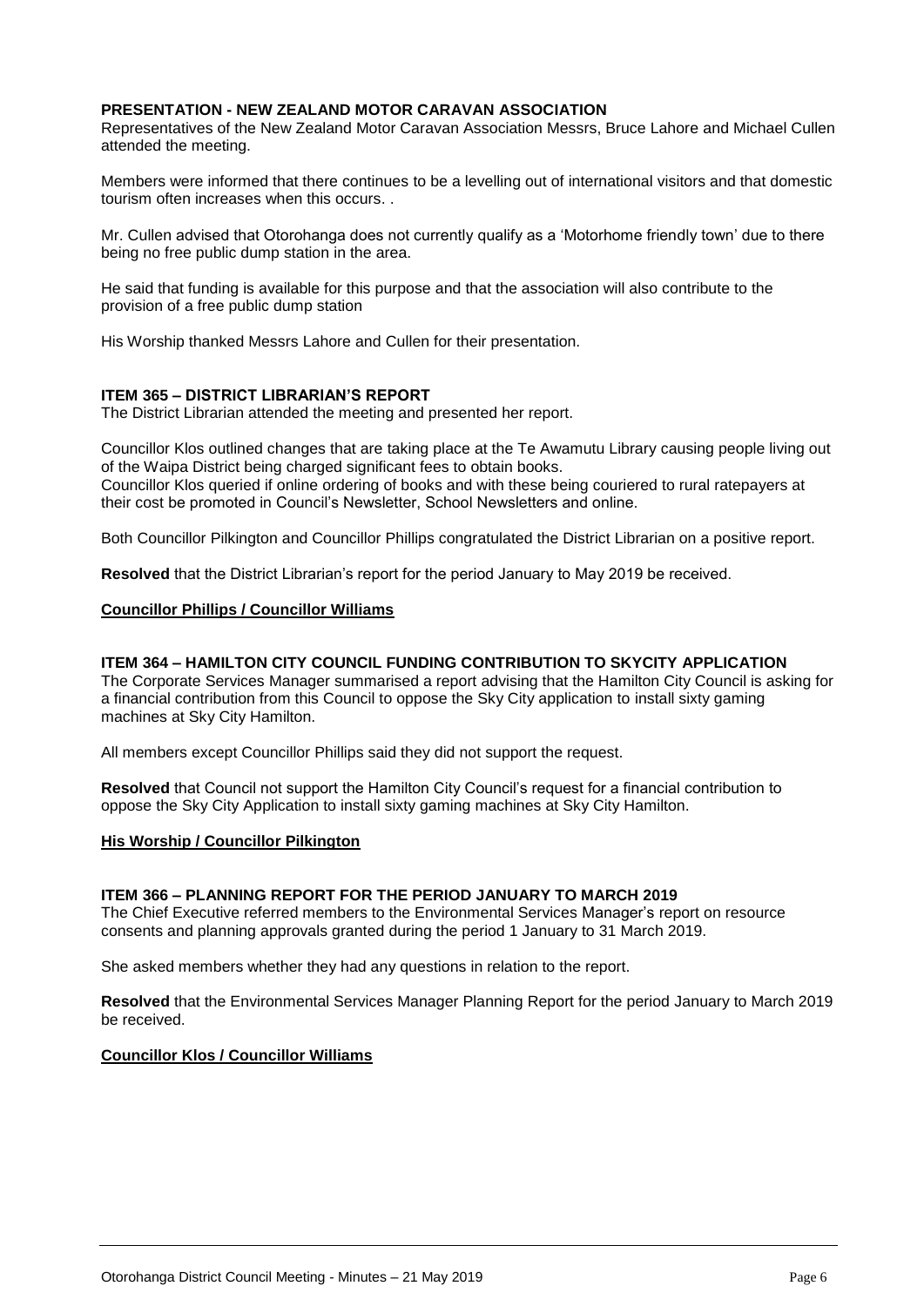**PRESENTATION - NEW ZEALAND MOTOR CARAVAN ASSOCIATION**

Representatives of the New Zealand Motor Caravan Association Messrs, Bruce Lahore and Michael Cullen attended the meeting.

Members were informed that there continues to be a levelling out of international visitors and that domestic tourism often increases when this occurs. .

Mr. Cullen advised that Otorohanga does not currently qualify as a 'Motorhome friendly town' due to there being no free public dump station in the area.

He said that funding is available for this purpose and that the association will also contribute to the provision of a free public dump station

His Worship thanked Messrs Lahore and Cullen for their presentation.

**ITEM 365 – DISTRICT LIBRARIAN'S REPORT**

The District Librarian attended the meeting and presented her report.

Councillor Klos outlined changes that are taking place at the Te Awamutu Library causing people living out of the Waipa District being charged significant fees to obtain books.
Councillor Klos queried if online ordering of books and with these being couriered to rural ratepayers at their cost be promoted in Council's Newsletter, School Newsletters and online.

Both Councillor Pilkington and Councillor Phillips congratulated the District Librarian on a positive report.

**Resolved** that the District Librarian's report for the period January to May 2019 be received.

**Councillor Phillips / Councillor Williams**

**ITEM 364 – HAMILTON CITY COUNCIL FUNDING CONTRIBUTION TO SKYCITY APPLICATION**

The Corporate Services Manager summarised a report advising that the Hamilton City Council is asking for a financial contribution from this Council to oppose the Sky City application to install sixty gaming machines at Sky City Hamilton.

All members except Councillor Phillips said they did not support the request.

**Resolved** that Council not support the Hamilton City Council's request for a financial contribution to oppose the Sky City Application to install sixty gaming machines at Sky City Hamilton.

**His Worship / Councillor Pilkington**

**ITEM 366 – PLANNING REPORT FOR THE PERIOD JANUARY TO MARCH 2019**

The Chief Executive referred members to the Environmental Services Manager's report on resource consents and planning approvals granted during the period 1 January to 31 March 2019.

She asked members whether they had any questions in relation to the report.

**Resolved** that the Environmental Services Manager Planning Report for the period January to March 2019 be received.

**Councillor Klos / Councillor Williams**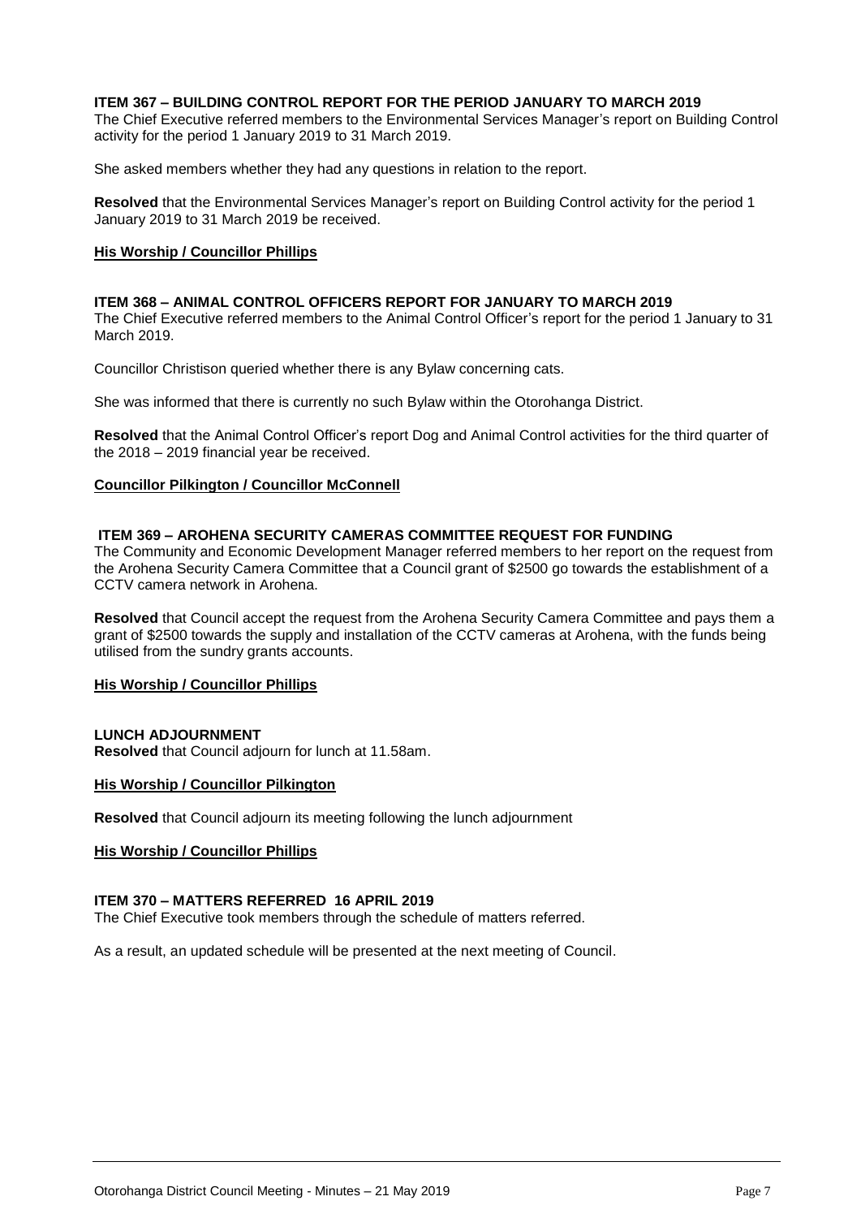**ITEM 367 – BUILDING CONTROL REPORT FOR THE PERIOD JANUARY TO MARCH 2019**

The Chief Executive referred members to the Environmental Services Manager's report on Building Control activity for the period 1 January 2019 to 31 March 2019.

She asked members whether they had any questions in relation to the report.

**Resolved** that the Environmental Services Manager's report on Building Control activity for the period 1 January 2019 to 31 March 2019 be received.

**His Worship / Councillor Phillips**

**ITEM 368 – ANIMAL CONTROL OFFICERS REPORT FOR JANUARY TO MARCH 2019**

The Chief Executive referred members to the Animal Control Officer's report for the period 1 January to 31 March 2019.

Councillor Christison queried whether there is any Bylaw concerning cats.

She was informed that there is currently no such Bylaw within the Otorohanga District.

**Resolved** that the Animal Control Officer's report Dog and Animal Control activities for the third quarter of the 2018 – 2019 financial year be received.

**Councillor Pilkington / Councillor McConnell**

**ITEM 369 – AROHENA SECURITY CAMERAS COMMITTEE REQUEST FOR FUNDING**

The Community and Economic Development Manager referred members to her report on the request from the Arohena Security Camera Committee that a Council grant of $2500 go towards the establishment of a CCTV camera network in Arohena.

**Resolved** that Council accept the request from the Arohena Security Camera Committee and pays them a grant of $2500 towards the supply and installation of the CCTV cameras at Arohena, with the funds being utilised from the sundry grants accounts.

**His Worship / Councillor Phillips**

**LUNCH ADJOURNMENT**

**Resolved** that Council adjourn for lunch at 11.58am.

**His Worship / Councillor Pilkington**

**Resolved** that Council adjourn its meeting following the lunch adjournment

**His Worship / Councillor Phillips**

**ITEM 370 – MATTERS REFERRED 16 APRIL 2019**

The Chief Executive took members through the schedule of matters referred.

As a result, an updated schedule will be presented at the next meeting of Council.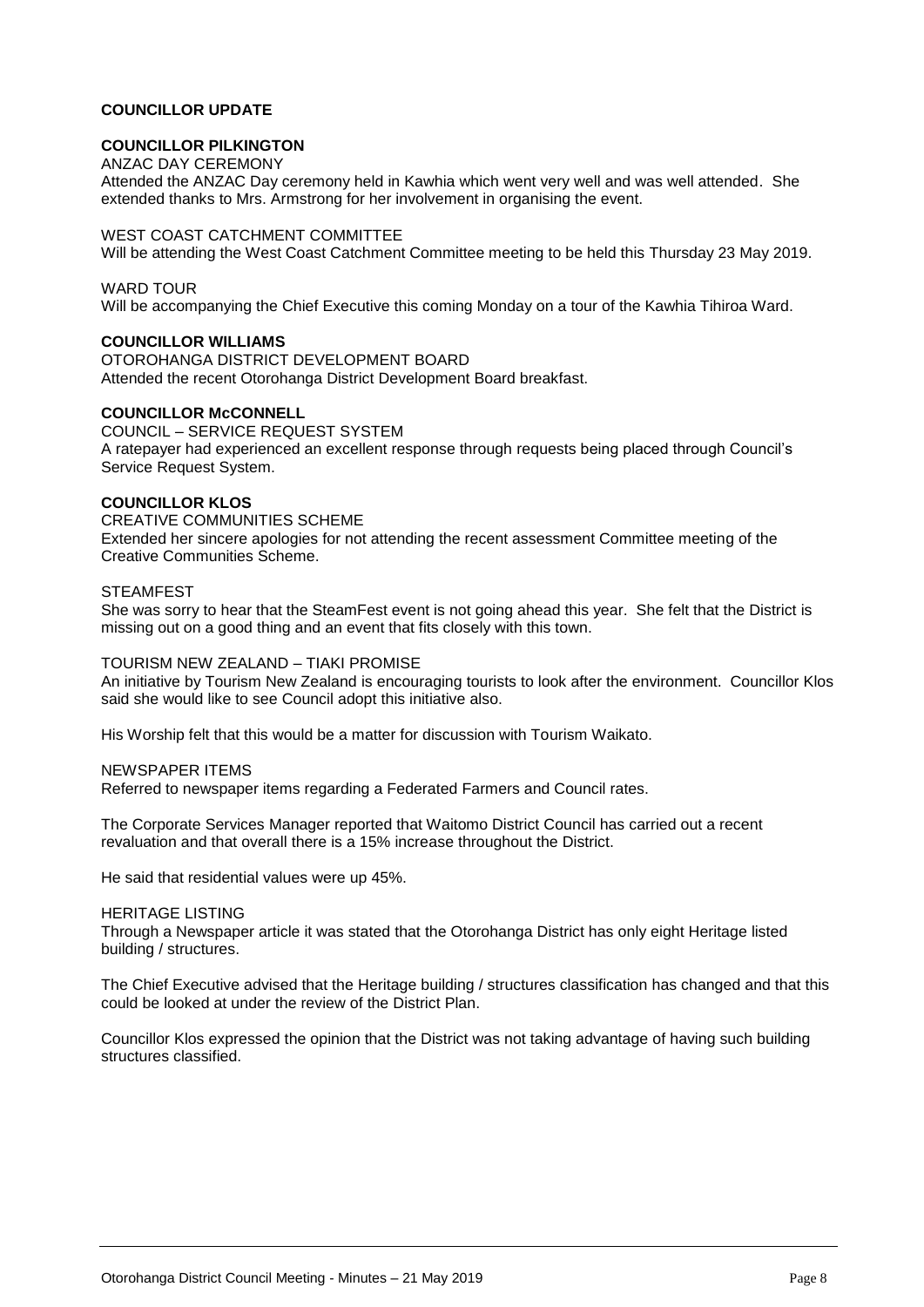**COUNCILLOR UPDATE**

**COUNCILLOR PILKINGTON**

ANZAC DAY CEREMONY

Attended the ANZAC Day ceremony held in Kawhia which went very well and was well attended. She extended thanks to Mrs. Armstrong for her involvement in organising the event.

WEST COAST CATCHMENT COMMITTEE

Will be attending the West Coast Catchment Committee meeting to be held this Thursday 23 May 2019.

WARD TOUR

Will be accompanying the Chief Executive this coming Monday on a tour of the Kawhia Tihiroa Ward.

**COUNCILLOR WILLIAMS**

OTOROHANGA DISTRICT DEVELOPMENT BOARD

Attended the recent Otorohanga District Development Board breakfast.

**COUNCILLOR McCONNELL**

COUNCIL – SERVICE REQUEST SYSTEM

A ratepayer had experienced an excellent response through requests being placed through Council's Service Request System.

**COUNCILLOR KLOS**

CREATIVE COMMUNITIES SCHEME

Extended her sincere apologies for not attending the recent assessment Committee meeting of the Creative Communities Scheme.

STEAMFEST

She was sorry to hear that the SteamFest event is not going ahead this year. She felt that the District is missing out on a good thing and an event that fits closely with this town.

TOURISM NEW ZEALAND – TIAKI PROMISE

An initiative by Tourism New Zealand is encouraging tourists to look after the environment. Councillor Klos said she would like to see Council adopt this initiative also.

His Worship felt that this would be a matter for discussion with Tourism Waikato.

NEWSPAPER ITEMS

Referred to newspaper items regarding a Federated Farmers and Council rates.

The Corporate Services Manager reported that Waitomo District Council has carried out a recent revaluation and that overall there is a 15% increase throughout the District.

He said that residential values were up 45%.

HERITAGE LISTING

Through a Newspaper article it was stated that the Otorohanga District has only eight Heritage listed building / structures.

The Chief Executive advised that the Heritage building / structures classification has changed and that this could be looked at under the review of the District Plan.

Councillor Klos expressed the opinion that the District was not taking advantage of having such building structures classified.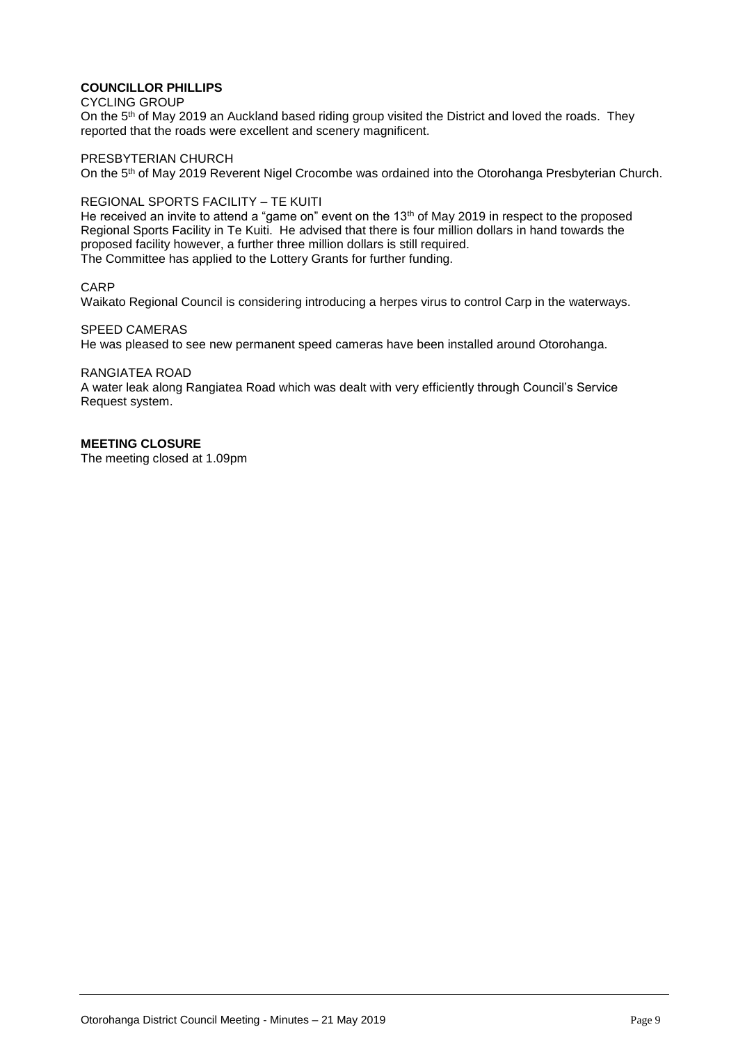**COUNCILLOR PHILLIPS**

CYCLING GROUP

On the 5th of May 2019 an Auckland based riding group visited the District and loved the roads. They reported that the roads were excellent and scenery magnificent.

PRESBYTERIAN CHURCH

On the 5th of May 2019 Reverent Nigel Crocombe was ordained into the Otorohanga Presbyterian Church.

REGIONAL SPORTS FACILITY – TE KUITI

He received an invite to attend a "game on" event on the 13th of May 2019 in respect to the proposed Regional Sports Facility in Te Kuiti. He advised that there is four million dollars in hand towards the proposed facility however, a further three million dollars is still required.
The Committee has applied to the Lottery Grants for further funding.

CARP

Waikato Regional Council is considering introducing a herpes virus to control Carp in the waterways.

SPEED CAMERAS

He was pleased to see new permanent speed cameras have been installed around Otorohanga.

RANGIATEA ROAD

A water leak along Rangiatea Road which was dealt with very efficiently through Council's Service Request system.

**MEETING CLOSURE**

The meeting closed at 1.09pm